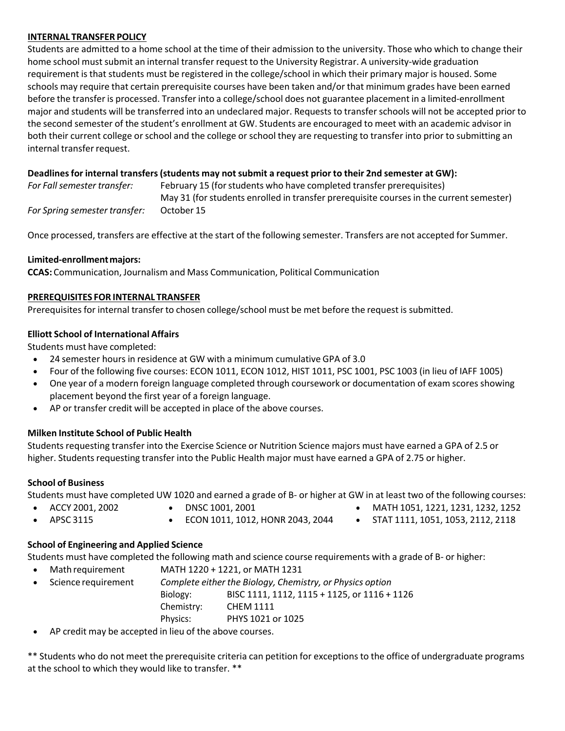## INTERNAL TRANSFER POLICY

Students are admitted to a home school at the time of their admission to the university. Those who which to change their home school must submit an internal transfer request to the University Registrar. A university-wide graduation requirement is that students must be registered in the college/school in which their primary major is housed. Some schools may require that certain prerequisite courses have been taken and/or that minimum grades have been earned before the transfer is processed. Transfer into a college/school does not guarantee placement in a limited-enrollment major and students will be transferred into an undeclared major. Requests to transfer schools will not be accepted prior to the second semester of the student's enrollment at GW. Students are encouraged to meet with an academic advisor in both their current college or school and the college or school they are requesting to transfer into prior to submitting an internal transfer request.

**Deadlines for internal transfers (students may not submit a request prior to their 2nd semester at GW):**

*For Fall semester transfer:* February 15 (for students who have completed transfer prerequisites)
May 31 (for students enrolled in transfer prerequisite courses in the current semester)

*For Spring semester transfer:* October 15

Once processed, transfers are effective at the start of the following semester. Transfers are not accepted for Summer.

**Limited-enrollment majors:**

**CCAS:** Communication, Journalism and Mass Communication, Political Communication

## PREREQUISITES FOR INTERNAL TRANSFER

Prerequisites for internal transfer to chosen college/school must be met before the request is submitted.

### Elliott School of International Affairs

Students must have completed:

- 24 semester hours in residence at GW with a minimum cumulative GPA of 3.0
- Four of the following five courses: ECON 1011, ECON 1012, HIST 1011, PSC 1001, PSC 1003 (in lieu of IAFF 1005)
- One year of a modern foreign language completed through coursework or documentation of exam scores showing placement beyond the first year of a foreign language.
- AP or transfer credit will be accepted in place of the above courses.

### Milken Institute School of Public Health

Students requesting transfer into the Exercise Science or Nutrition Science majors must have earned a GPA of 2.5 or higher. Students requesting transfer into the Public Health major must have earned a GPA of 2.75 or higher.

### School of Business

Students must have completed UW 1020 and earned a grade of B- or higher at GW in at least two of the following courses:

- ACCY 2001, 2002
- APSC 3115
- DNSC 1001, 2001
- ECON 1011, 1012, HONR 2043, 2044
- MATH 1051, 1221, 1231, 1232, 1252
- STAT 1111, 1051, 1053, 2112, 2118

### School of Engineering and Applied Science

Students must have completed the following math and science course requirements with a grade of B- or higher:

- Math requirement: MATH 1220 + 1221, or MATH 1231
- Science requirement: *Complete either the Biology, Chemistry, or Physics option*
  - Biology: BISC 1111, 1112, 1115 + 1125, or 1116 + 1126
  - Chemistry: CHEM 1111
  - Physics: PHYS 1021 or 1025
- AP credit may be accepted in lieu of the above courses.

** Students who do not meet the prerequisite criteria can petition for exceptions to the office of undergraduate programs at the school to which they would like to transfer. **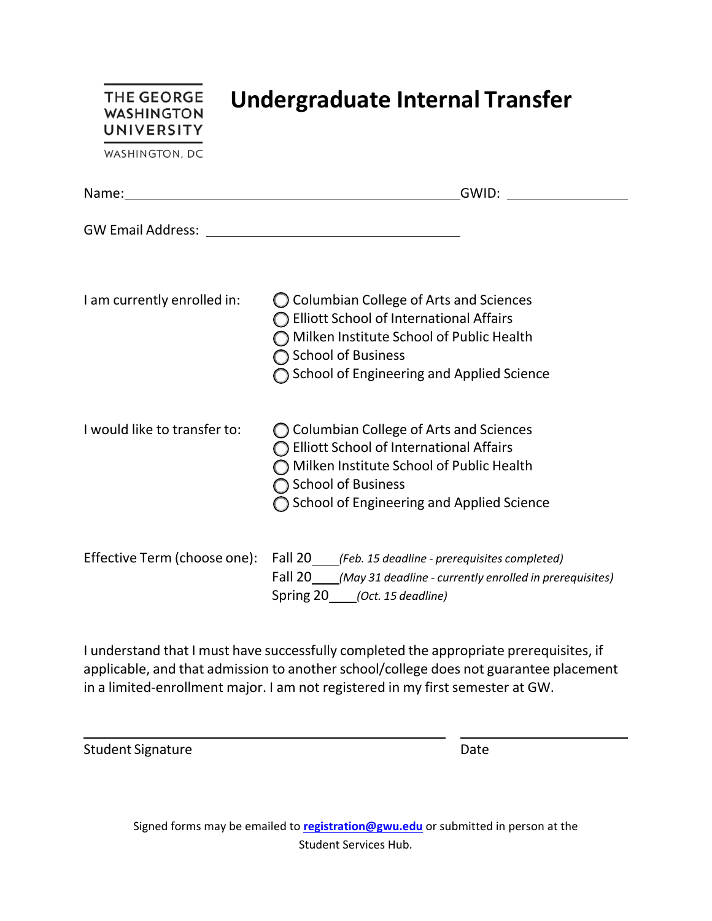THE GEORGE WASHINGTON UNIVERSITY

WASHINGTON, DC

# Undergraduate Internal Transfer

Name: ____________________________________________ GWID: _______________

GW Email Address: ______________________________

I am currently enrolled in:

- ◯ Columbian College of Arts and Sciences
- ◯ Elliott School of International Affairs
- ◯ Milken Institute School of Public Health
- ◯ School of Business
- ◯ School of Engineering and Applied Science

I would like to transfer to:

- ◯ Columbian College of Arts and Sciences
- ◯ Elliott School of International Affairs
- ◯ Milken Institute School of Public Health
- ◯ School of Business
- ◯ School of Engineering and Applied Science

Effective Term (choose one):

Fall 20____ *(Feb. 15 deadline - prerequisites completed)*

Fall 20____ *(May 31 deadline - currently enrolled in prerequisites)*

Spring 20____ *(Oct. 15 deadline)*

I understand that I must have successfully completed the appropriate prerequisites, if applicable, and that admission to another school/college does not guarantee placement in a limited-enrollment major. I am not registered in my first semester at GW.

______________________________________________ ____________________

Student Signature Date

Signed forms may be emailed to **registration@gwu.edu** or submitted in person at the Student Services Hub.